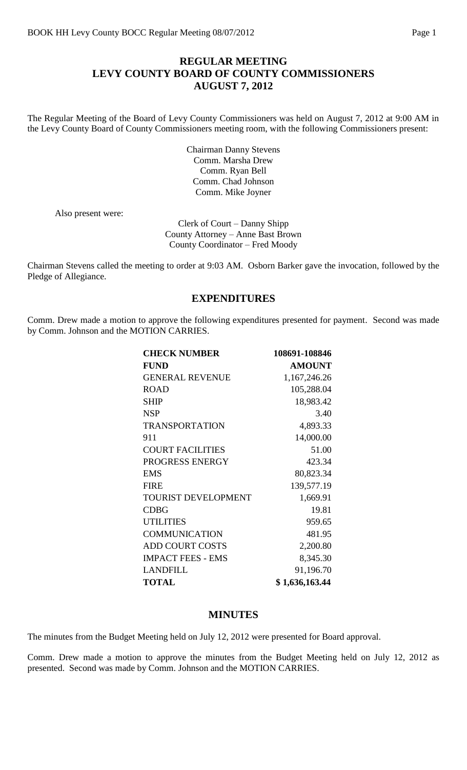# REGULAR MEETING
# LEVY COUNTY BOARD OF COUNTY COMMISSIONERS
# AUGUST 7, 2012

The Regular Meeting of the Board of Levy County Commissioners was held on August 7, 2012 at 9:00 AM in the Levy County Board of County Commissioners meeting room, with the following Commissioners present:

Chairman Danny Stevens
Comm. Marsha Drew
Comm. Ryan Bell
Comm. Chad Johnson
Comm. Mike Joyner

Also present were:

Clerk of Court – Danny Shipp
County Attorney – Anne Bast Brown
County Coordinator – Fred Moody

Chairman Stevens called the meeting to order at 9:03 AM. Osborn Barker gave the invocation, followed by the Pledge of Allegiance.

## EXPENDITURES

Comm. Drew made a motion to approve the following expenditures presented for payment. Second was made by Comm. Johnson and the MOTION CARRIES.

| CHECK NUMBER | 108691-108846 |
|---|---|
| **FUND** | **AMOUNT** |
| GENERAL REVENUE | 1,167,246.26 |
| ROAD | 105,288.04 |
| SHIP | 18,983.42 |
| NSP | 3.40 |
| TRANSPORTATION | 4,893.33 |
| 911 | 14,000.00 |
| COURT FACILITIES | 51.00 |
| PROGRESS ENERGY | 423.34 |
| EMS | 80,823.34 |
| FIRE | 139,577.19 |
| TOURIST DEVELOPMENT | 1,669.91 |
| CDBG | 19.81 |
| UTILITIES | 959.65 |
| COMMUNICATION | 481.95 |
| ADD COURT COSTS | 2,200.80 |
| IMPACT FEES - EMS | 8,345.30 |
| LANDFILL | 91,196.70 |
| **TOTAL** | **$ 1,636,163.44** |

## MINUTES

The minutes from the Budget Meeting held on July 12, 2012 were presented for Board approval.

Comm. Drew made a motion to approve the minutes from the Budget Meeting held on July 12, 2012 as presented. Second was made by Comm. Johnson and the MOTION CARRIES.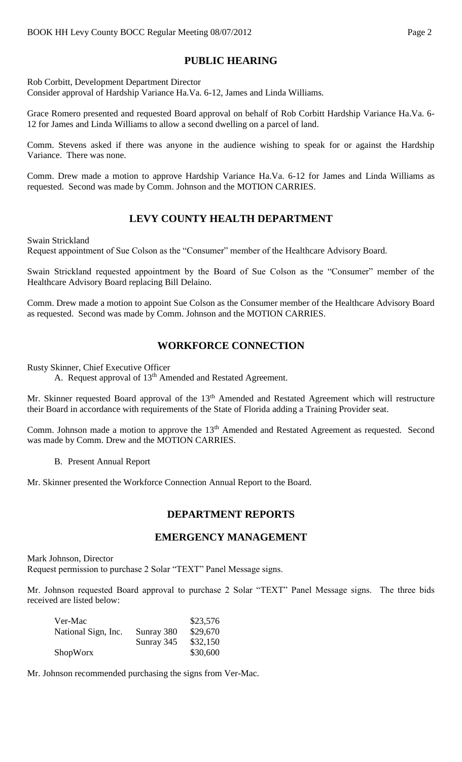## PUBLIC HEARING

Rob Corbitt, Development Department Director
Consider approval of Hardship Variance Ha.Va. 6-12, James and Linda Williams.

Grace Romero presented and requested Board approval on behalf of Rob Corbitt Hardship Variance Ha.Va. 6-12 for James and Linda Williams to allow a second dwelling on a parcel of land.

Comm. Stevens asked if there was anyone in the audience wishing to speak for or against the Hardship Variance. There was none.

Comm. Drew made a motion to approve Hardship Variance Ha.Va. 6-12 for James and Linda Williams as requested. Second was made by Comm. Johnson and the MOTION CARRIES.

## LEVY COUNTY HEALTH DEPARTMENT

Swain Strickland
Request appointment of Sue Colson as the "Consumer" member of the Healthcare Advisory Board.

Swain Strickland requested appointment by the Board of Sue Colson as the "Consumer" member of the Healthcare Advisory Board replacing Bill Delaino.

Comm. Drew made a motion to appoint Sue Colson as the Consumer member of the Healthcare Advisory Board as requested. Second was made by Comm. Johnson and the MOTION CARRIES.

## WORKFORCE CONNECTION

Rusty Skinner, Chief Executive Officer
A. Request approval of 13th Amended and Restated Agreement.

Mr. Skinner requested Board approval of the 13th Amended and Restated Agreement which will restructure their Board in accordance with requirements of the State of Florida adding a Training Provider seat.

Comm. Johnson made a motion to approve the 13th Amended and Restated Agreement as requested. Second was made by Comm. Drew and the MOTION CARRIES.

B. Present Annual Report

Mr. Skinner presented the Workforce Connection Annual Report to the Board.

## DEPARTMENT REPORTS

## EMERGENCY MANAGEMENT

Mark Johnson, Director
Request permission to purchase 2 Solar "TEXT" Panel Message signs.

Mr. Johnson requested Board approval to purchase 2 Solar "TEXT" Panel Message signs. The three bids received are listed below:

| | | |
|---|---|---|
| Ver-Mac | | $23,576 |
| National Sign, Inc. | Sunray 380 | $29,670 |
| | Sunray 345 | $32,150 |
| ShopWorx | | $30,600 |

Mr. Johnson recommended purchasing the signs from Ver-Mac.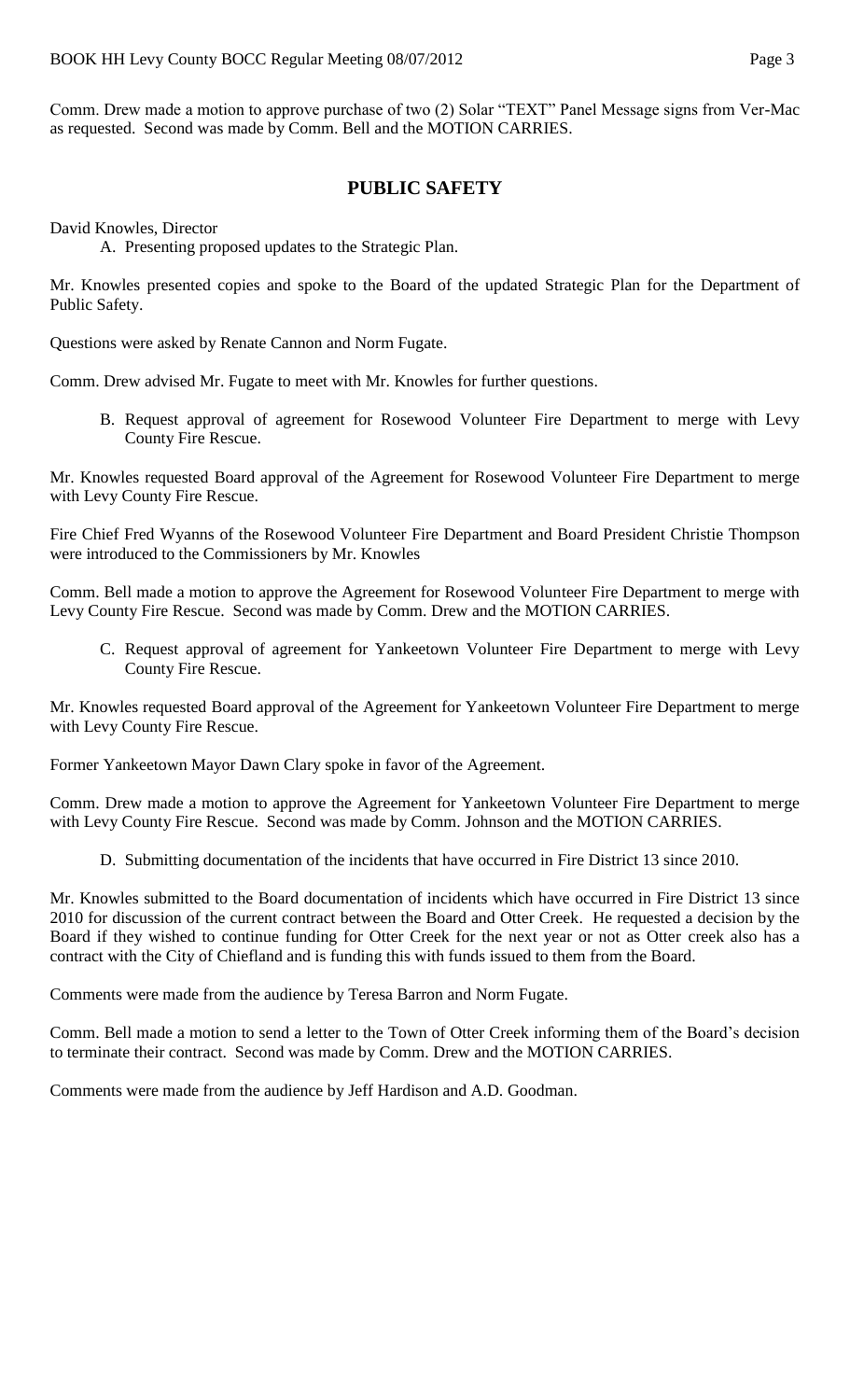Comm. Drew made a motion to approve purchase of two (2) Solar "TEXT" Panel Message signs from Ver-Mac as requested. Second was made by Comm. Bell and the MOTION CARRIES.

## PUBLIC SAFETY

David Knowles, Director

A. Presenting proposed updates to the Strategic Plan.

Mr. Knowles presented copies and spoke to the Board of the updated Strategic Plan for the Department of Public Safety.

Questions were asked by Renate Cannon and Norm Fugate.

Comm. Drew advised Mr. Fugate to meet with Mr. Knowles for further questions.

B. Request approval of agreement for Rosewood Volunteer Fire Department to merge with Levy County Fire Rescue.

Mr. Knowles requested Board approval of the Agreement for Rosewood Volunteer Fire Department to merge with Levy County Fire Rescue.

Fire Chief Fred Wyanns of the Rosewood Volunteer Fire Department and Board President Christie Thompson were introduced to the Commissioners by Mr. Knowles

Comm. Bell made a motion to approve the Agreement for Rosewood Volunteer Fire Department to merge with Levy County Fire Rescue. Second was made by Comm. Drew and the MOTION CARRIES.

C. Request approval of agreement for Yankeetown Volunteer Fire Department to merge with Levy County Fire Rescue.

Mr. Knowles requested Board approval of the Agreement for Yankeetown Volunteer Fire Department to merge with Levy County Fire Rescue.

Former Yankeetown Mayor Dawn Clary spoke in favor of the Agreement.

Comm. Drew made a motion to approve the Agreement for Yankeetown Volunteer Fire Department to merge with Levy County Fire Rescue. Second was made by Comm. Johnson and the MOTION CARRIES.

D. Submitting documentation of the incidents that have occurred in Fire District 13 since 2010.

Mr. Knowles submitted to the Board documentation of incidents which have occurred in Fire District 13 since 2010 for discussion of the current contract between the Board and Otter Creek. He requested a decision by the Board if they wished to continue funding for Otter Creek for the next year or not as Otter creek also has a contract with the City of Chiefland and is funding this with funds issued to them from the Board.

Comments were made from the audience by Teresa Barron and Norm Fugate.

Comm. Bell made a motion to send a letter to the Town of Otter Creek informing them of the Board's decision to terminate their contract. Second was made by Comm. Drew and the MOTION CARRIES.

Comments were made from the audience by Jeff Hardison and A.D. Goodman.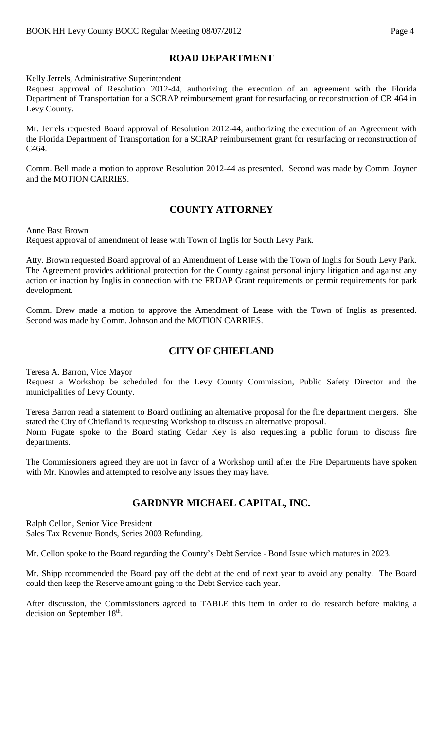## ROAD DEPARTMENT

Kelly Jerrels, Administrative Superintendent
Request approval of Resolution 2012-44, authorizing the execution of an agreement with the Florida Department of Transportation for a SCRAP reimbursement grant for resurfacing or reconstruction of CR 464 in Levy County.

Mr. Jerrels requested Board approval of Resolution 2012-44, authorizing the execution of an Agreement with the Florida Department of Transportation for a SCRAP reimbursement grant for resurfacing or reconstruction of C464.

Comm. Bell made a motion to approve Resolution 2012-44 as presented. Second was made by Comm. Joyner and the MOTION CARRIES.

## COUNTY ATTORNEY

Anne Bast Brown
Request approval of amendment of lease with Town of Inglis for South Levy Park.

Atty. Brown requested Board approval of an Amendment of Lease with the Town of Inglis for South Levy Park. The Agreement provides additional protection for the County against personal injury litigation and against any action or inaction by Inglis in connection with the FRDAP Grant requirements or permit requirements for park development.

Comm. Drew made a motion to approve the Amendment of Lease with the Town of Inglis as presented. Second was made by Comm. Johnson and the MOTION CARRIES.

## CITY OF CHIEFLAND

Teresa A. Barron, Vice Mayor
Request a Workshop be scheduled for the Levy County Commission, Public Safety Director and the municipalities of Levy County.

Teresa Barron read a statement to Board outlining an alternative proposal for the fire department mergers. She stated the City of Chiefland is requesting Workshop to discuss an alternative proposal.
Norm Fugate spoke to the Board stating Cedar Key is also requesting a public forum to discuss fire departments.

The Commissioners agreed they are not in favor of a Workshop until after the Fire Departments have spoken with Mr. Knowles and attempted to resolve any issues they may have.

## GARDNYR MICHAEL CAPITAL, INC.

Ralph Cellon, Senior Vice President
Sales Tax Revenue Bonds, Series 2003 Refunding.

Mr. Cellon spoke to the Board regarding the County's Debt Service - Bond Issue which matures in 2023.

Mr. Shipp recommended the Board pay off the debt at the end of next year to avoid any penalty. The Board could then keep the Reserve amount going to the Debt Service each year.

After discussion, the Commissioners agreed to TABLE this item in order to do research before making a decision on September 18th.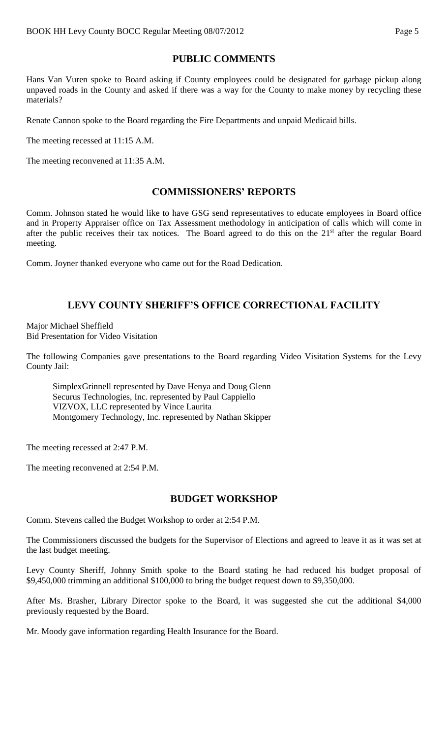## PUBLIC COMMENTS

Hans Van Vuren spoke to Board asking if County employees could be designated for garbage pickup along unpaved roads in the County and asked if there was a way for the County to make money by recycling these materials?

Renate Cannon spoke to the Board regarding the Fire Departments and unpaid Medicaid bills.

The meeting recessed at 11:15 A.M.

The meeting reconvened at 11:35 A.M.

## COMMISSIONERS' REPORTS

Comm. Johnson stated he would like to have GSG send representatives to educate employees in Board office and in Property Appraiser office on Tax Assessment methodology in anticipation of calls which will come in after the public receives their tax notices. The Board agreed to do this on the 21st after the regular Board meeting.

Comm. Joyner thanked everyone who came out for the Road Dedication.

## LEVY COUNTY SHERIFF'S OFFICE CORRECTIONAL FACILITY

Major Michael Sheffield
Bid Presentation for Video Visitation

The following Companies gave presentations to the Board regarding Video Visitation Systems for the Levy County Jail:

SimplexGrinnell represented by Dave Henya and Doug Glenn
Securus Technologies, Inc. represented by Paul Cappiello
VIZVOX, LLC represented by Vince Laurita
Montgomery Technology, Inc. represented by Nathan Skipper

The meeting recessed at 2:47 P.M.

The meeting reconvened at 2:54 P.M.

## BUDGET WORKSHOP

Comm. Stevens called the Budget Workshop to order at 2:54 P.M.

The Commissioners discussed the budgets for the Supervisor of Elections and agreed to leave it as it was set at the last budget meeting.

Levy County Sheriff, Johnny Smith spoke to the Board stating he had reduced his budget proposal of $9,450,000 trimming an additional $100,000 to bring the budget request down to $9,350,000.

After Ms. Brasher, Library Director spoke to the Board, it was suggested she cut the additional $4,000 previously requested by the Board.

Mr. Moody gave information regarding Health Insurance for the Board.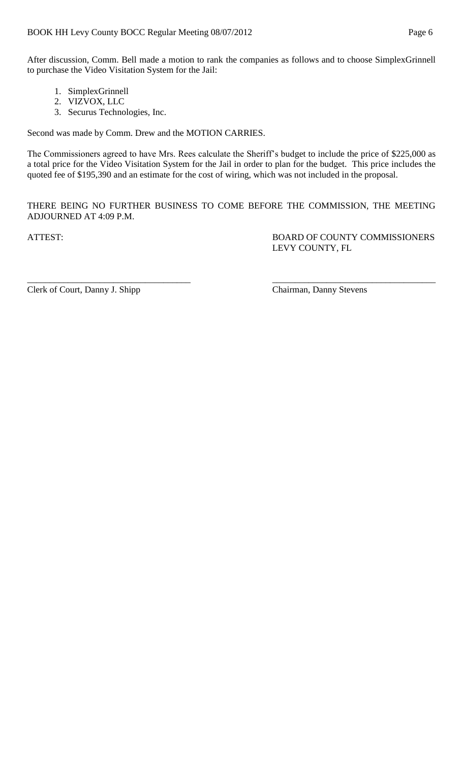After discussion, Comm. Bell made a motion to rank the companies as follows and to choose SimplexGrinnell to purchase the Video Visitation System for the Jail:

1. SimplexGrinnell
2. VIZVOX, LLC
3. Securus Technologies, Inc.

Second was made by Comm. Drew and the MOTION CARRIES.

The Commissioners agreed to have Mrs. Rees calculate the Sheriff's budget to include the price of $225,000 as a total price for the Video Visitation System for the Jail in order to plan for the budget. This price includes the quoted fee of $195,390 and an estimate for the cost of wiring, which was not included in the proposal.

THERE BEING NO FURTHER BUSINESS TO COME BEFORE THE COMMISSION, THE MEETING ADJOURNED AT 4:09 P.M.

ATTEST:

BOARD OF COUNTY COMMISSIONERS
LEVY COUNTY, FL

\_\_\_\_\_\_\_\_\_\_\_\_\_\_\_\_\_\_\_\_\_\_\_\_\_\_\_\_\_\_\_\_\_\_\_
Clerk of Court, Danny J. Shipp

\_\_\_\_\_\_\_\_\_\_\_\_\_\_\_\_\_\_\_\_\_\_\_\_\_\_\_\_\_\_\_\_\_\_\_
Chairman, Danny Stevens